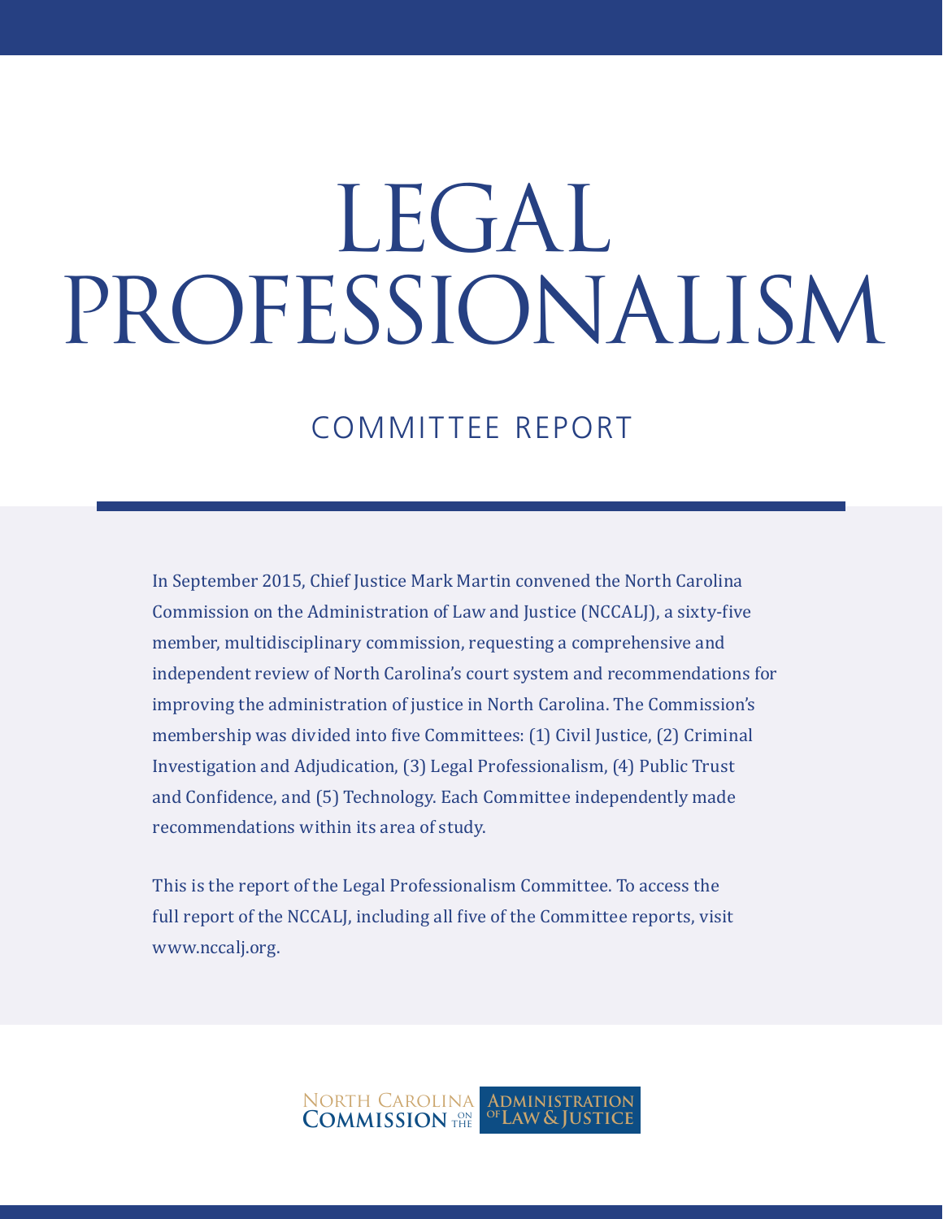# LEGAL PROFESSIONALISM

## COMMITTEE REPORT

In September 2015, Chief Justice Mark Martin convened the North Carolina Commission on the Administration of Law and Justice (NCCALJ), a sixty-five member, multidisciplinary commission, requesting a comprehensive and independent review of North Carolina's court system and recommendations for improving the administration of justice in North Carolina. The Commission's membership was divided into five Committees: (1) Civil Justice, (2) Criminal Investigation and Adjudication, (3) Legal Professionalism, (4) Public Trust and Confidence, and (5) Technology. Each Committee independently made recommendations within its area of study.

This is the report of the Legal Professionalism Committee. To access the full report of the NCCALJ, including all five of the Committee reports, visit www.nccalj.org.

North Carolina Commission on the Administration of Law & Justice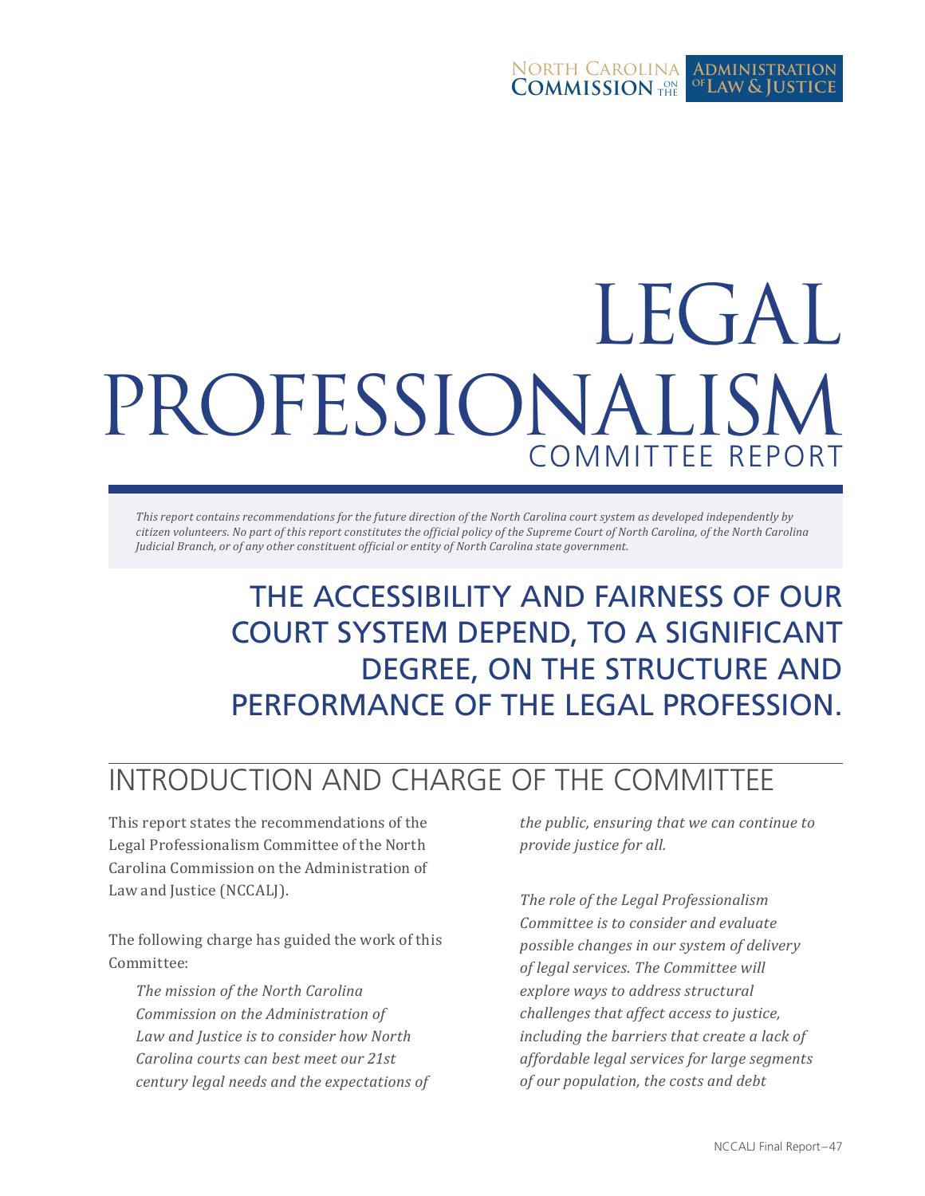# LEGAL PROFESSIONALISM COMMITTEE REPORT

*This report contains recommendations for the future direction of the North Carolina court system as developed independently by citizen volunteers. No part of this report constitutes the official policy of the Supreme Court of North Carolina, of the North Carolina Judicial Branch, or of any other constituent official or entity of North Carolina state government.*

## THE ACCESSIBILITY AND FAIRNESS OF OUR COURT SYSTEM DEPEND, TO A SIGNIFICANT DEGREE, ON THE STRUCTURE AND PERFORMANCE OF THE LEGAL PROFESSION.

## INTRODUCTION AND CHARGE OF THE COMMITTEE

This report states the recommendations of the Legal Professionalism Committee of the North Carolina Commission on the Administration of Law and Justice (NCCALJ).

The following charge has guided the work of this Committee:

> *The mission of the North Carolina Commission on the Administration of Law and Justice is to consider how North Carolina courts can best meet our 21st century legal needs and the expectations of the public, ensuring that we can continue to provide justice for all.*
>
> *The role of the Legal Professionalism Committee is to consider and evaluate possible changes in our system of delivery of legal services. The Committee will explore ways to address structural challenges that affect access to justice, including the barriers that create a lack of affordable legal services for large segments of our population, the costs and debt*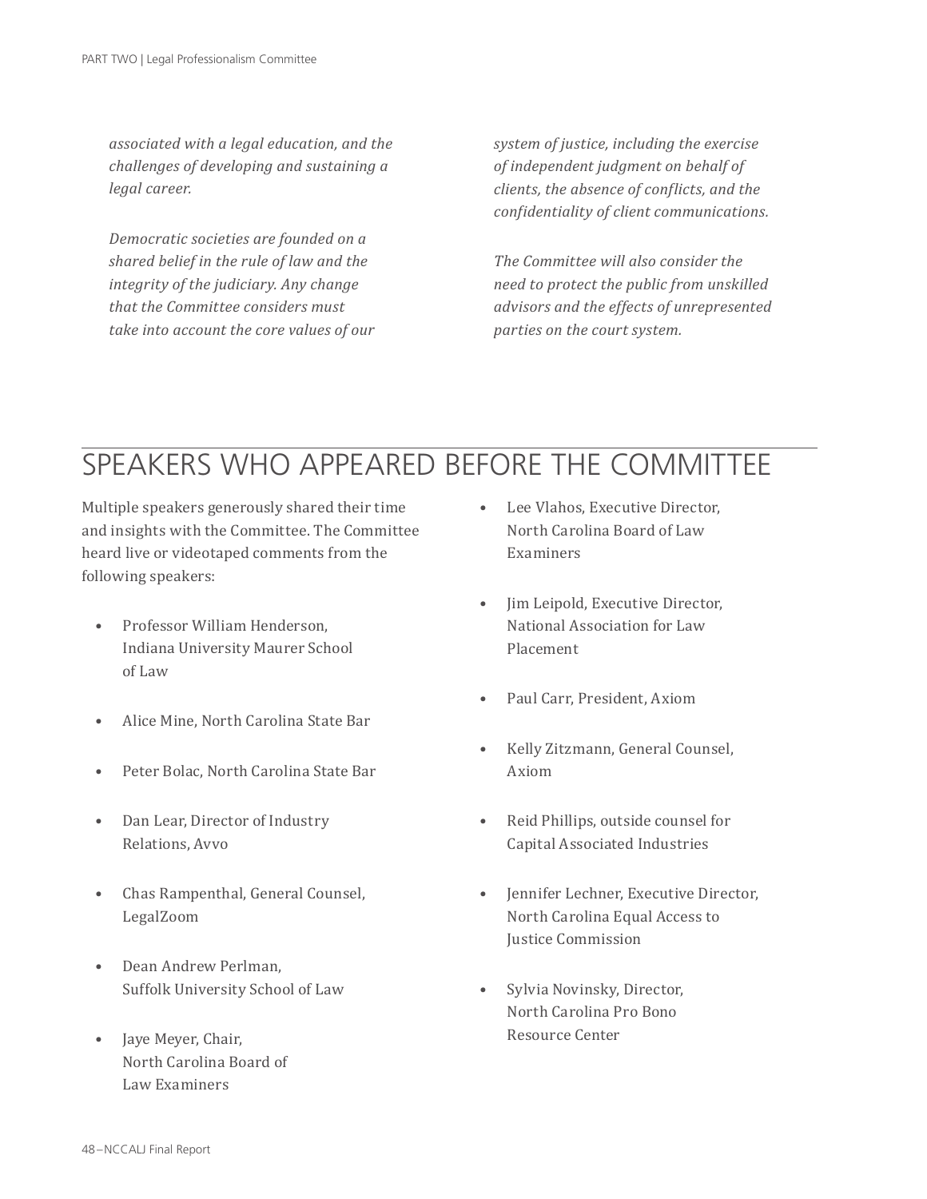*associated with a legal education, and the challenges of developing and sustaining a legal career.*

*Democratic societies are founded on a shared belief in the rule of law and the integrity of the judiciary. Any change that the Committee considers must take into account the core values of our system of justice, including the exercise of independent judgment on behalf of clients, the absence of conflicts, and the confidentiality of client communications.*

*The Committee will also consider the need to protect the public from unskilled advisors and the effects of unrepresented parties on the court system.*

# SPEAKERS WHO APPEARED BEFORE THE COMMITTEE

Multiple speakers generously shared their time and insights with the Committee. The Committee heard live or videotaped comments from the following speakers:

- Professor William Henderson, Indiana University Maurer School of Law
- Alice Mine, North Carolina State Bar
- Peter Bolac, North Carolina State Bar
- Dan Lear, Director of Industry Relations, Avvo
- Chas Rampenthal, General Counsel, LegalZoom
- Dean Andrew Perlman, Suffolk University School of Law
- Jaye Meyer, Chair, North Carolina Board of Law Examiners
- Lee Vlahos, Executive Director, North Carolina Board of Law Examiners
- Jim Leipold, Executive Director, National Association for Law Placement
- Paul Carr, President, Axiom
- Kelly Zitzmann, General Counsel, Axiom
- Reid Phillips, outside counsel for Capital Associated Industries
- Jennifer Lechner, Executive Director, North Carolina Equal Access to Justice Commission
- Sylvia Novinsky, Director, North Carolina Pro Bono Resource Center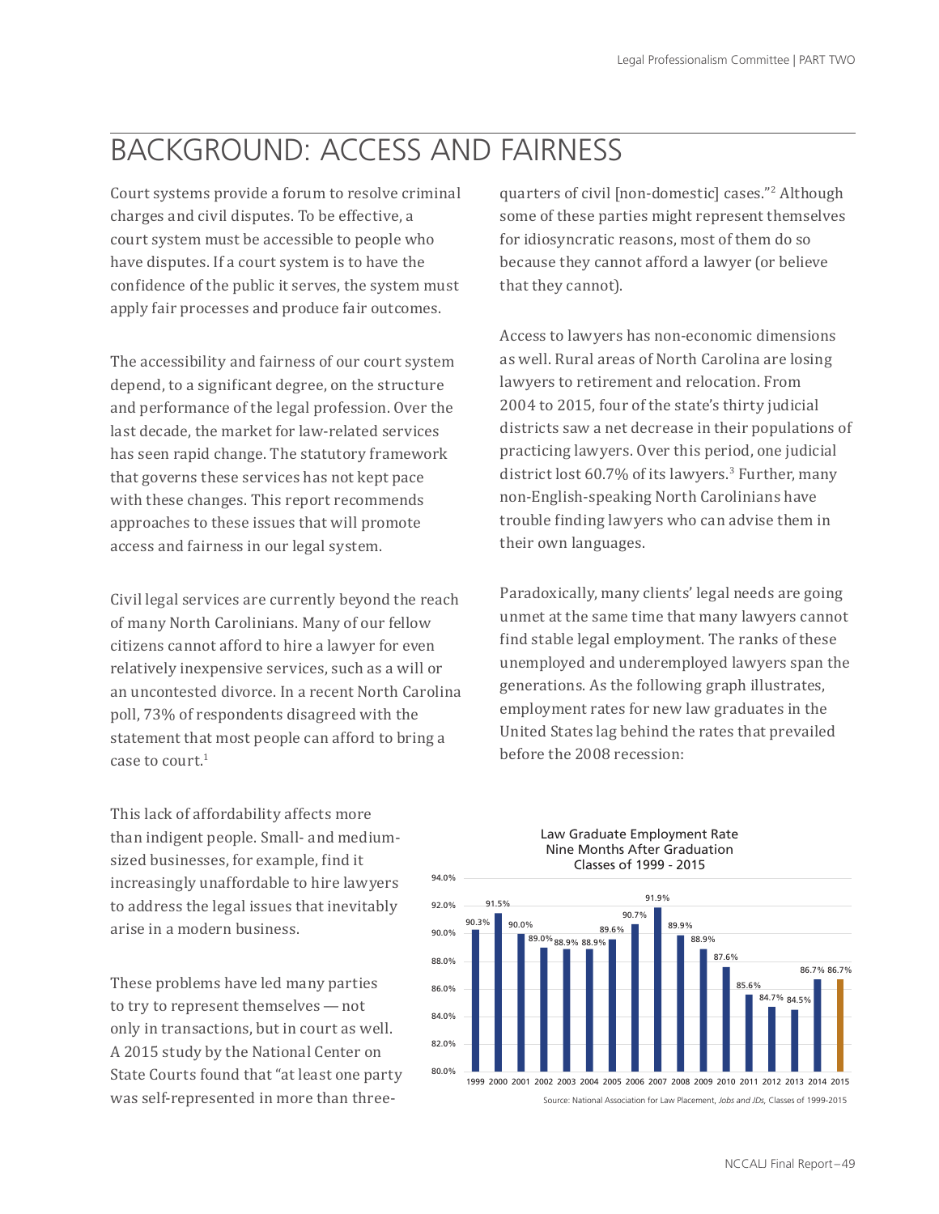# BACKGROUND: ACCESS AND FAIRNESS

Court systems provide a forum to resolve criminal charges and civil disputes. To be effective, a court system must be accessible to people who have disputes. If a court system is to have the confidence of the public it serves, the system must apply fair processes and produce fair outcomes.

The accessibility and fairness of our court system depend, to a significant degree, on the structure and performance of the legal profession. Over the last decade, the market for law-related services has seen rapid change. The statutory framework that governs these services has not kept pace with these changes. This report recommends approaches to these issues that will promote access and fairness in our legal system.

Civil legal services are currently beyond the reach of many North Carolinians. Many of our fellow citizens cannot afford to hire a lawyer for even relatively inexpensive services, such as a will or an uncontested divorce. In a recent North Carolina poll, 73% of respondents disagreed with the statement that most people can afford to bring a case to court.[1]

This lack of affordability affects more than indigent people. Small- and medium-sized businesses, for example, find it increasingly unaffordable to hire lawyers to address the legal issues that inevitably arise in a modern business.

These problems have led many parties to try to represent themselves — not only in transactions, but in court as well. A 2015 study by the National Center on State Courts found that "at least one party was self-represented in more than three-quarters of civil [non-domestic] cases."[2] Although some of these parties might represent themselves for idiosyncratic reasons, most of them do so because they cannot afford a lawyer (or believe that they cannot).

Access to lawyers has non-economic dimensions as well. Rural areas of North Carolina are losing lawyers to retirement and relocation. From 2004 to 2015, four of the state's thirty judicial districts saw a net decrease in their populations of practicing lawyers. Over this period, one judicial district lost 60.7% of its lawyers.[3] Further, many non-English-speaking North Carolinians have trouble finding lawyers who can advise them in their own languages.

Paradoxically, many clients' legal needs are going unmet at the same time that many lawyers cannot find stable legal employment. The ranks of these unemployed and underemployed lawyers span the generations. As the following graph illustrates, employment rates for new law graduates in the United States lag behind the rates that prevailed before the 2008 recession:

Law Graduate Employment Rate Nine Months After Graduation Classes of 1999 - 2015

| Class | Employment Rate |
|---|---|
| 1999 | 90.3% |
| 2000 | 91.5% |
| 2001 | 90.0% |
| 2002 | 89.0% |
| 2003 | 88.9% |
| 2004 | 88.9% |
| 2005 | 89.6% |
| 2006 | 90.7% |
| 2007 | 91.9% |
| 2008 | 89.9% |
| 2009 | 88.9% |
| 2010 | 87.6% |
| 2011 | 85.6% |
| 2012 | 84.7% |
| 2013 | 84.5% |
| 2014 | 86.7% |
| 2015 | 86.7% |

Source: National Association for Law Placement, *Jobs and JDs,* Classes of 1999-2015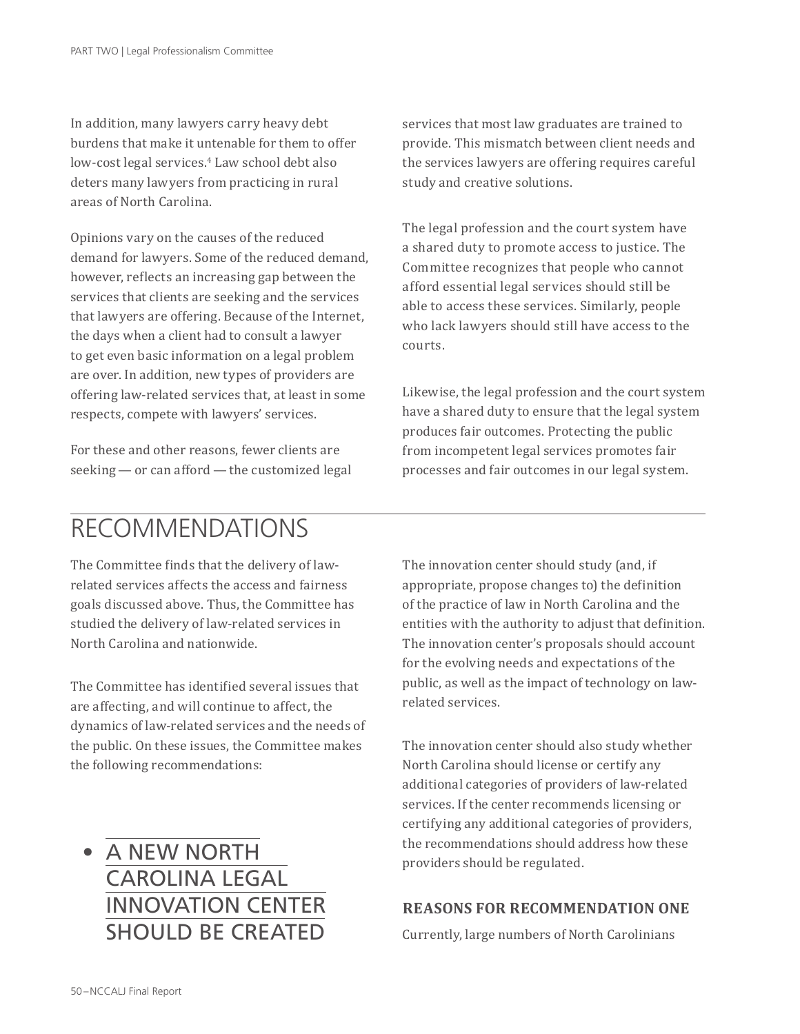In addition, many lawyers carry heavy debt burdens that make it untenable for them to offer low-cost legal services.[4] Law school debt also deters many lawyers from practicing in rural areas of North Carolina.

Opinions vary on the causes of the reduced demand for lawyers. Some of the reduced demand, however, reflects an increasing gap between the services that clients are seeking and the services that lawyers are offering. Because of the Internet, the days when a client had to consult a lawyer to get even basic information on a legal problem are over. In addition, new types of providers are offering law-related services that, at least in some respects, compete with lawyers' services.

For these and other reasons, fewer clients are seeking — or can afford — the customized legal services that most law graduates are trained to provide. This mismatch between client needs and the services lawyers are offering requires careful study and creative solutions.

The legal profession and the court system have a shared duty to promote access to justice. The Committee recognizes that people who cannot afford essential legal services should still be able to access these services. Similarly, people who lack lawyers should still have access to the courts.

Likewise, the legal profession and the court system have a shared duty to ensure that the legal system produces fair outcomes. Protecting the public from incompetent legal services promotes fair processes and fair outcomes in our legal system.

# RECOMMENDATIONS

The Committee finds that the delivery of law-related services affects the access and fairness goals discussed above. Thus, the Committee has studied the delivery of law-related services in North Carolina and nationwide.

The Committee has identified several issues that are affecting, and will continue to affect, the dynamics of law-related services and the needs of the public. On these issues, the Committee makes the following recommendations:

## • A NEW NORTH CAROLINA LEGAL INNOVATION CENTER SHOULD BE CREATED

The innovation center should study (and, if appropriate, propose changes to) the definition of the practice of law in North Carolina and the entities with the authority to adjust that definition. The innovation center's proposals should account for the evolving needs and expectations of the public, as well as the impact of technology on law-related services.

The innovation center should also study whether North Carolina should license or certify any additional categories of providers of law-related services. If the center recommends licensing or certifying any additional categories of providers, the recommendations should address how these providers should be regulated.

### REASONS FOR RECOMMENDATION ONE

Currently, large numbers of North Carolinians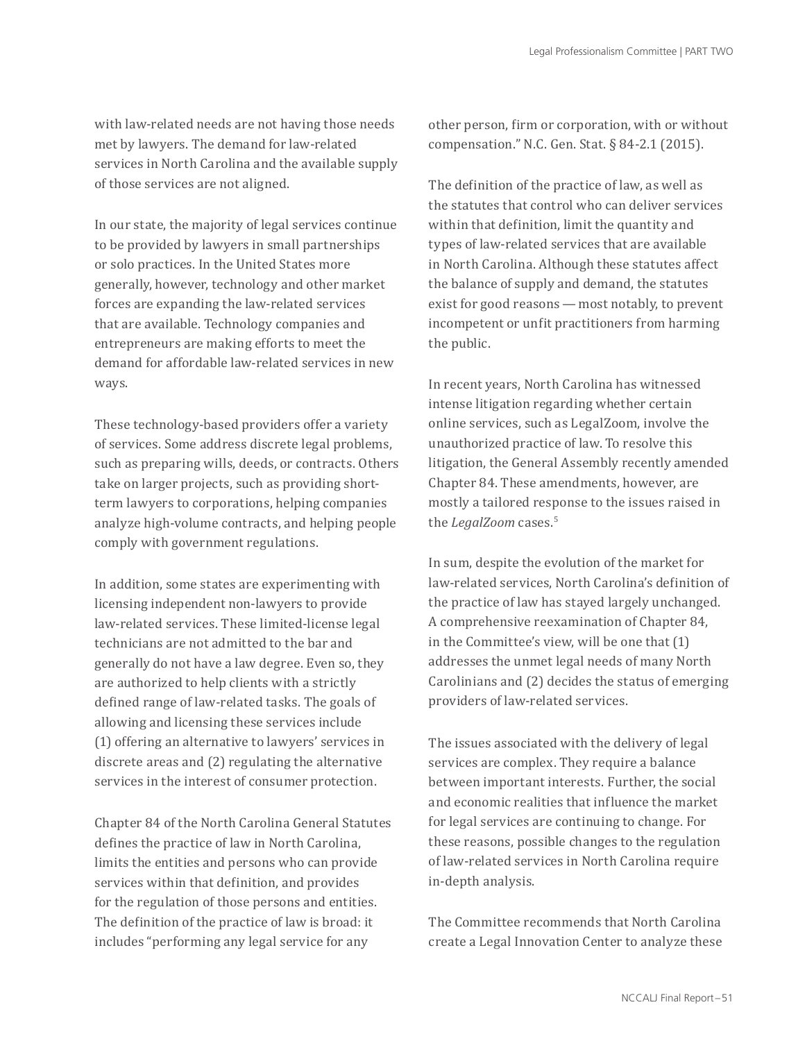with law-related needs are not having those needs met by lawyers. The demand for law-related services in North Carolina and the available supply of those services are not aligned.

In our state, the majority of legal services continue to be provided by lawyers in small partnerships or solo practices. In the United States more generally, however, technology and other market forces are expanding the law-related services that are available. Technology companies and entrepreneurs are making efforts to meet the demand for affordable law-related services in new ways.

These technology-based providers offer a variety of services. Some address discrete legal problems, such as preparing wills, deeds, or contracts. Others take on larger projects, such as providing short-term lawyers to corporations, helping companies analyze high-volume contracts, and helping people comply with government regulations.

In addition, some states are experimenting with licensing independent non-lawyers to provide law-related services. These limited-license legal technicians are not admitted to the bar and generally do not have a law degree. Even so, they are authorized to help clients with a strictly defined range of law-related tasks. The goals of allowing and licensing these services include (1) offering an alternative to lawyers' services in discrete areas and (2) regulating the alternative services in the interest of consumer protection.

Chapter 84 of the North Carolina General Statutes defines the practice of law in North Carolina, limits the entities and persons who can provide services within that definition, and provides for the regulation of those persons and entities. The definition of the practice of law is broad: it includes "performing any legal service for any other person, firm or corporation, with or without compensation." N.C. Gen. Stat. § 84-2.1 (2015).

The definition of the practice of law, as well as the statutes that control who can deliver services within that definition, limit the quantity and types of law-related services that are available in North Carolina. Although these statutes affect the balance of supply and demand, the statutes exist for good reasons — most notably, to prevent incompetent or unfit practitioners from harming the public.

In recent years, North Carolina has witnessed intense litigation regarding whether certain online services, such as LegalZoom, involve the unauthorized practice of law. To resolve this litigation, the General Assembly recently amended Chapter 84. These amendments, however, are mostly a tailored response to the issues raised in the *LegalZoom* cases.[5]

In sum, despite the evolution of the market for law-related services, North Carolina's definition of the practice of law has stayed largely unchanged. A comprehensive reexamination of Chapter 84, in the Committee's view, will be one that (1) addresses the unmet legal needs of many North Carolinians and (2) decides the status of emerging providers of law-related services.

The issues associated with the delivery of legal services are complex. They require a balance between important interests. Further, the social and economic realities that influence the market for legal services are continuing to change. For these reasons, possible changes to the regulation of law-related services in North Carolina require in-depth analysis.

The Committee recommends that North Carolina create a Legal Innovation Center to analyze these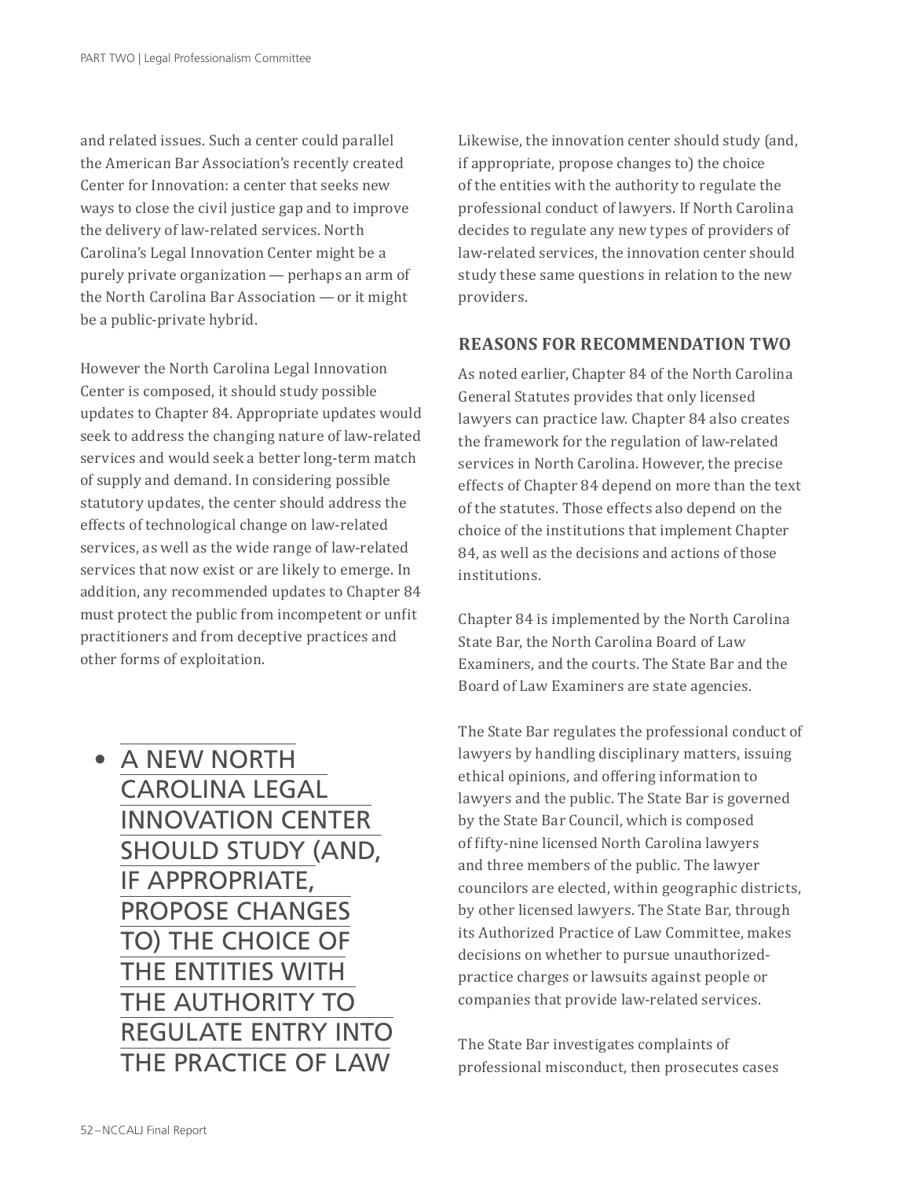and related issues. Such a center could parallel the American Bar Association's recently created Center for Innovation: a center that seeks new ways to close the civil justice gap and to improve the delivery of law-related services. North Carolina's Legal Innovation Center might be a purely private organization — perhaps an arm of the North Carolina Bar Association — or it might be a public-private hybrid.

However the North Carolina Legal Innovation Center is composed, it should study possible updates to Chapter 84. Appropriate updates would seek to address the changing nature of law-related services and would seek a better long-term match of supply and demand. In considering possible statutory updates, the center should address the effects of technological change on law-related services, as well as the wide range of law-related services that now exist or are likely to emerge. In addition, any recommended updates to Chapter 84 must protect the public from incompetent or unfit practitioners and from deceptive practices and other forms of exploitation.

- A NEW NORTH CAROLINA LEGAL INNOVATION CENTER SHOULD STUDY (AND, IF APPROPRIATE, PROPOSE CHANGES TO) THE CHOICE OF THE ENTITIES WITH THE AUTHORITY TO REGULATE ENTRY INTO THE PRACTICE OF LAW

Likewise, the innovation center should study (and, if appropriate, propose changes to) the choice of the entities with the authority to regulate the professional conduct of lawyers. If North Carolina decides to regulate any new types of providers of law-related services, the innovation center should study these same questions in relation to the new providers.

## REASONS FOR RECOMMENDATION TWO

As noted earlier, Chapter 84 of the North Carolina General Statutes provides that only licensed lawyers can practice law. Chapter 84 also creates the framework for the regulation of law-related services in North Carolina. However, the precise effects of Chapter 84 depend on more than the text of the statutes. Those effects also depend on the choice of the institutions that implement Chapter 84, as well as the decisions and actions of those institutions.

Chapter 84 is implemented by the North Carolina State Bar, the North Carolina Board of Law Examiners, and the courts. The State Bar and the Board of Law Examiners are state agencies.

The State Bar regulates the professional conduct of lawyers by handling disciplinary matters, issuing ethical opinions, and offering information to lawyers and the public. The State Bar is governed by the State Bar Council, which is composed of fifty-nine licensed North Carolina lawyers and three members of the public. The lawyer councilors are elected, within geographic districts, by other licensed lawyers. The State Bar, through its Authorized Practice of Law Committee, makes decisions on whether to pursue unauthorized-practice charges or lawsuits against people or companies that provide law-related services.

The State Bar investigates complaints of professional misconduct, then prosecutes cases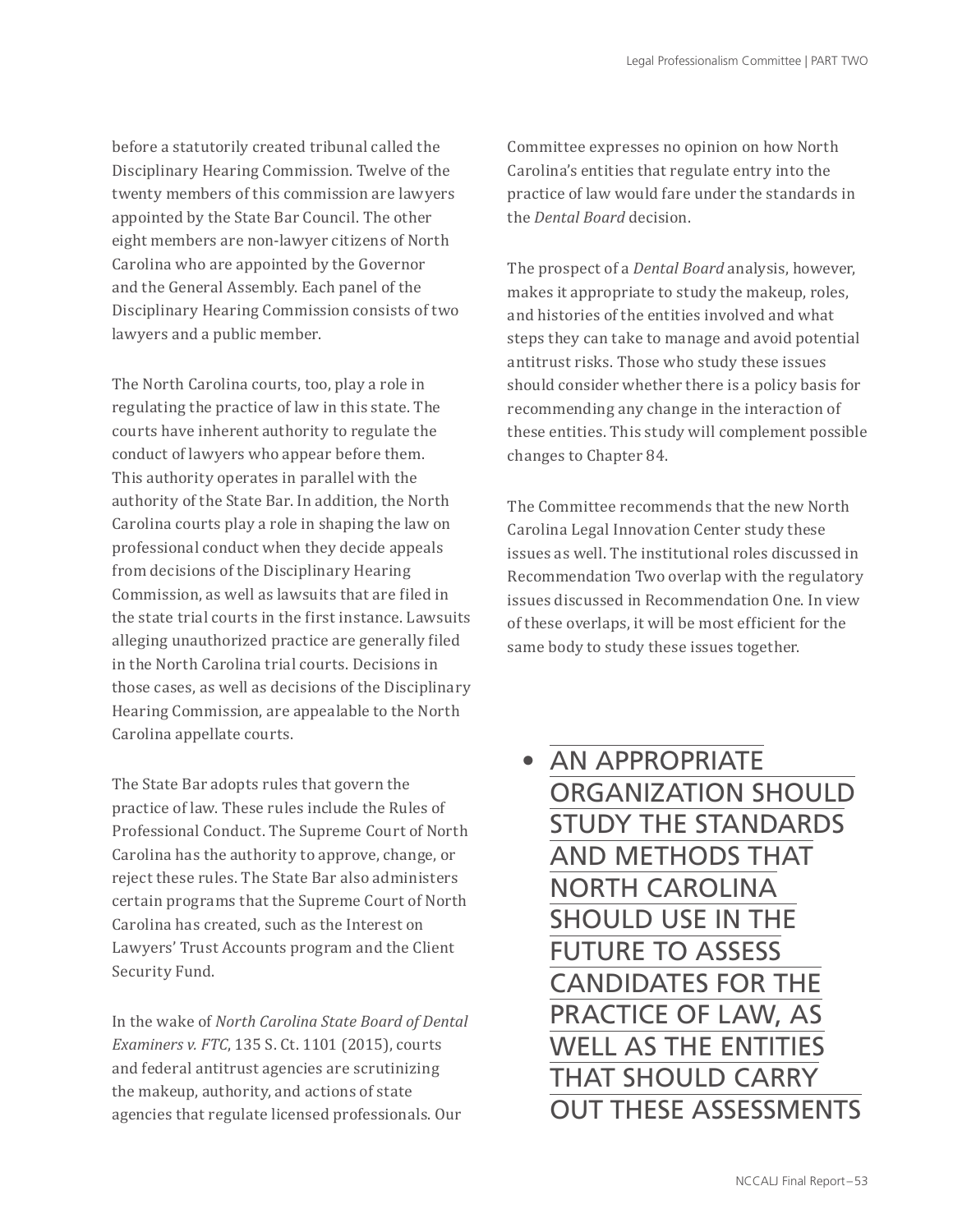before a statutorily created tribunal called the Disciplinary Hearing Commission. Twelve of the twenty members of this commission are lawyers appointed by the State Bar Council. The other eight members are non-lawyer citizens of North Carolina who are appointed by the Governor and the General Assembly. Each panel of the Disciplinary Hearing Commission consists of two lawyers and a public member.

The North Carolina courts, too, play a role in regulating the practice of law in this state. The courts have inherent authority to regulate the conduct of lawyers who appear before them. This authority operates in parallel with the authority of the State Bar. In addition, the North Carolina courts play a role in shaping the law on professional conduct when they decide appeals from decisions of the Disciplinary Hearing Commission, as well as lawsuits that are filed in the state trial courts in the first instance. Lawsuits alleging unauthorized practice are generally filed in the North Carolina trial courts. Decisions in those cases, as well as decisions of the Disciplinary Hearing Commission, are appealable to the North Carolina appellate courts.

The State Bar adopts rules that govern the practice of law. These rules include the Rules of Professional Conduct. The Supreme Court of North Carolina has the authority to approve, change, or reject these rules. The State Bar also administers certain programs that the Supreme Court of North Carolina has created, such as the Interest on Lawyers' Trust Accounts program and the Client Security Fund.

In the wake of *North Carolina State Board of Dental Examiners v. FTC*, 135 S. Ct. 1101 (2015), courts and federal antitrust agencies are scrutinizing the makeup, authority, and actions of state agencies that regulate licensed professionals. Our Committee expresses no opinion on how North Carolina's entities that regulate entry into the practice of law would fare under the standards in the *Dental Board* decision.

The prospect of a *Dental Board* analysis, however, makes it appropriate to study the makeup, roles, and histories of the entities involved and what steps they can take to manage and avoid potential antitrust risks. Those who study these issues should consider whether there is a policy basis for recommending any change in the interaction of these entities. This study will complement possible changes to Chapter 84.

The Committee recommends that the new North Carolina Legal Innovation Center study these issues as well. The institutional roles discussed in Recommendation Two overlap with the regulatory issues discussed in Recommendation One. In view of these overlaps, it will be most efficient for the same body to study these issues together.

- AN APPROPRIATE ORGANIZATION SHOULD STUDY THE STANDARDS AND METHODS THAT NORTH CAROLINA SHOULD USE IN THE FUTURE TO ASSESS CANDIDATES FOR THE PRACTICE OF LAW, AS WELL AS THE ENTITIES THAT SHOULD CARRY OUT THESE ASSESSMENTS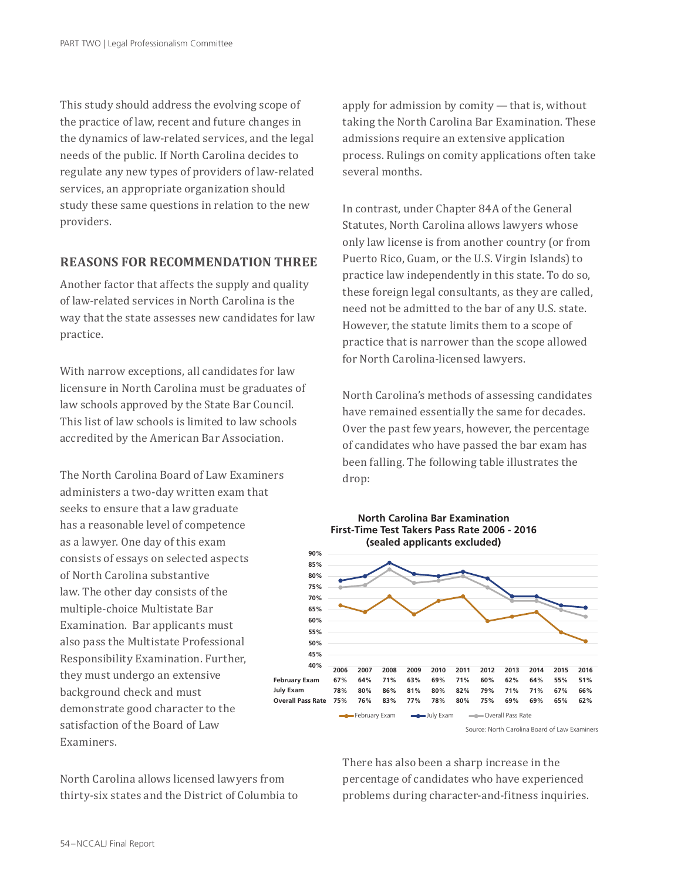This study should address the evolving scope of the practice of law, recent and future changes in the dynamics of law-related services, and the legal needs of the public. If North Carolina decides to regulate any new types of providers of law-related services, an appropriate organization should study these same questions in relation to the new providers.

## REASONS FOR RECOMMENDATION THREE

Another factor that affects the supply and quality of law-related services in North Carolina is the way that the state assesses new candidates for law practice.

With narrow exceptions, all candidates for law licensure in North Carolina must be graduates of law schools approved by the State Bar Council. This list of law schools is limited to law schools accredited by the American Bar Association.

The North Carolina Board of Law Examiners administers a two-day written exam that seeks to ensure that a law graduate has a reasonable level of competence as a lawyer. One day of this exam consists of essays on selected aspects of North Carolina substantive law. The other day consists of the multiple-choice Multistate Bar Examination. Bar applicants must also pass the Multistate Professional Responsibility Examination. Further, they must undergo an extensive background check and must demonstrate good character to the satisfaction of the Board of Law Examiners.

North Carolina allows licensed lawyers from thirty-six states and the District of Columbia to apply for admission by comity — that is, without taking the North Carolina Bar Examination. These admissions require an extensive application process. Rulings on comity applications often take several months.

In contrast, under Chapter 84A of the General Statutes, North Carolina allows lawyers whose only law license is from another country (or from Puerto Rico, Guam, or the U.S. Virgin Islands) to practice law independently in this state. To do so, these foreign legal consultants, as they are called, need not be admitted to the bar of any U.S. state. However, the statute limits them to a scope of practice that is narrower than the scope allowed for North Carolina-licensed lawyers.

North Carolina's methods of assessing candidates have remained essentially the same for decades. Over the past few years, however, the percentage of candidates who have passed the bar exam has been falling. The following table illustrates the drop:

**North Carolina Bar Examination First-Time Test Takers Pass Rate 2006 - 2016 (sealed applicants excluded)**

| | 2006 | 2007 | 2008 | 2009 | 2010 | 2011 | 2012 | 2013 | 2014 | 2015 | 2016 |
|---|---|---|---|---|---|---|---|---|---|---|---|
| February Exam | 67% | 64% | 71% | 63% | 69% | 71% | 60% | 62% | 64% | 55% | 51% |
| July Exam | 78% | 80% | 86% | 81% | 80% | 82% | 79% | 71% | 71% | 67% | 66% |
| Overall Pass Rate | 75% | 76% | 83% | 77% | 78% | 80% | 75% | 69% | 69% | 65% | 62% |

Source: North Carolina Board of Law Examiners

There has also been a sharp increase in the percentage of candidates who have experienced problems during character-and-fitness inquiries.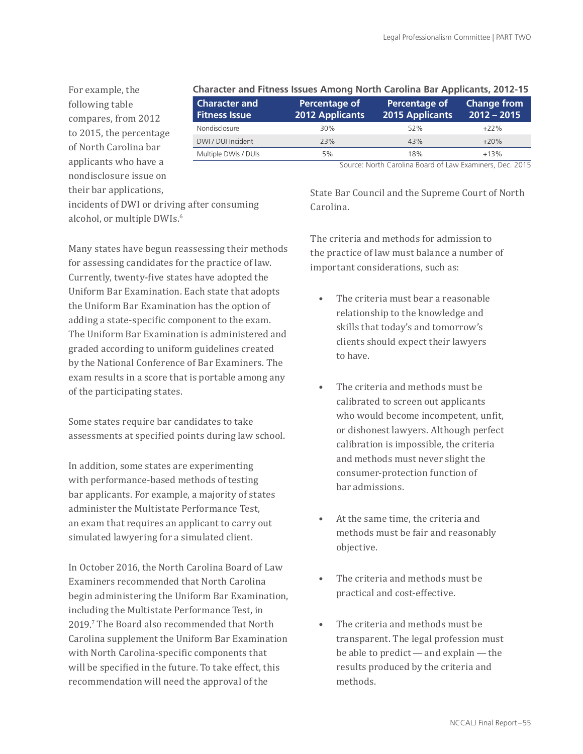For example, the following table compares, from 2012 to 2015, the percentage of North Carolina bar applicants who have a nondisclosure issue on their bar applications, incidents of DWI or driving after consuming alcohol, or multiple DWIs.[6]

**Character and Fitness Issues Among North Carolina Bar Applicants, 2012-15**

| Character and Fitness Issue | Percentage of 2012 Applicants | Percentage of 2015 Applicants | Change from 2012 – 2015 |
|---|---|---|---|
| Nondisclosure | 30% | 52% | +22% |
| DWI / DUI Incident | 23% | 43% | +20% |
| Multiple DWIs / DUIs | 5% | 18% | +13% |

Source: North Carolina Board of Law Examiners, Dec. 2015

Many states have begun reassessing their methods for assessing candidates for the practice of law. Currently, twenty-five states have adopted the Uniform Bar Examination. Each state that adopts the Uniform Bar Examination has the option of adding a state-specific component to the exam. The Uniform Bar Examination is administered and graded according to uniform guidelines created by the National Conference of Bar Examiners. The exam results in a score that is portable among any of the participating states.

Some states require bar candidates to take assessments at specified points during law school.

In addition, some states are experimenting with performance-based methods of testing bar applicants. For example, a majority of states administer the Multistate Performance Test, an exam that requires an applicant to carry out simulated lawyering for a simulated client.

In October 2016, the North Carolina Board of Law Examiners recommended that North Carolina begin administering the Uniform Bar Examination, including the Multistate Performance Test, in 2019.[7] The Board also recommended that North Carolina supplement the Uniform Bar Examination with North Carolina-specific components that will be specified in the future. To take effect, this recommendation will need the approval of the State Bar Council and the Supreme Court of North Carolina.

The criteria and methods for admission to the practice of law must balance a number of important considerations, such as:

- The criteria must bear a reasonable relationship to the knowledge and skills that today's and tomorrow's clients should expect their lawyers to have.
- The criteria and methods must be calibrated to screen out applicants who would become incompetent, unfit, or dishonest lawyers. Although perfect calibration is impossible, the criteria and methods must never slight the consumer-protection function of bar admissions.
- At the same time, the criteria and methods must be fair and reasonably objective.
- The criteria and methods must be practical and cost-effective.
- The criteria and methods must be transparent. The legal profession must be able to predict — and explain — the results produced by the criteria and methods.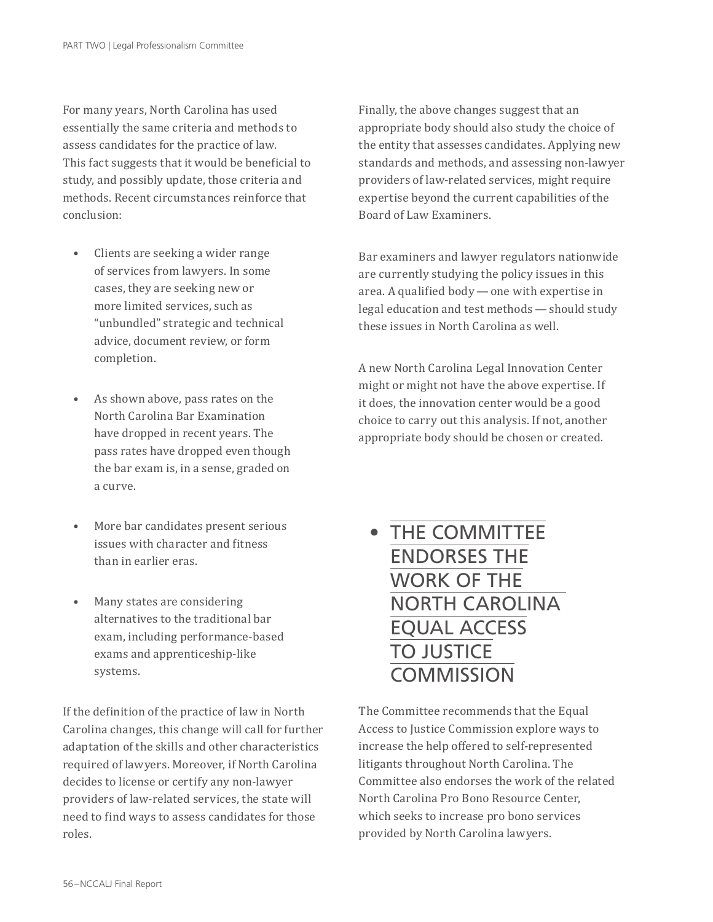For many years, North Carolina has used essentially the same criteria and methods to assess candidates for the practice of law. This fact suggests that it would be beneficial to study, and possibly update, those criteria and methods. Recent circumstances reinforce that conclusion:

- Clients are seeking a wider range of services from lawyers. In some cases, they are seeking new or more limited services, such as "unbundled" strategic and technical advice, document review, or form completion.
- As shown above, pass rates on the North Carolina Bar Examination have dropped in recent years. The pass rates have dropped even though the bar exam is, in a sense, graded on a curve.
- More bar candidates present serious issues with character and fitness than in earlier eras.
- Many states are considering alternatives to the traditional bar exam, including performance-based exams and apprenticeship-like systems.

If the definition of the practice of law in North Carolina changes, this change will call for further adaptation of the skills and other characteristics required of lawyers. Moreover, if North Carolina decides to license or certify any non-lawyer providers of law-related services, the state will need to find ways to assess candidates for those roles.

Finally, the above changes suggest that an appropriate body should also study the choice of the entity that assesses candidates. Applying new standards and methods, and assessing non-lawyer providers of law-related services, might require expertise beyond the current capabilities of the Board of Law Examiners.

Bar examiners and lawyer regulators nationwide are currently studying the policy issues in this area. A qualified body — one with expertise in legal education and test methods — should study these issues in North Carolina as well.

A new North Carolina Legal Innovation Center might or might not have the above expertise. If it does, the innovation center would be a good choice to carry out this analysis. If not, another appropriate body should be chosen or created.

## • THE COMMITTEE ENDORSES THE WORK OF THE NORTH CAROLINA EQUAL ACCESS TO JUSTICE COMMISSION

The Committee recommends that the Equal Access to Justice Commission explore ways to increase the help offered to self-represented litigants throughout North Carolina. The Committee also endorses the work of the related North Carolina Pro Bono Resource Center, which seeks to increase pro bono services provided by North Carolina lawyers.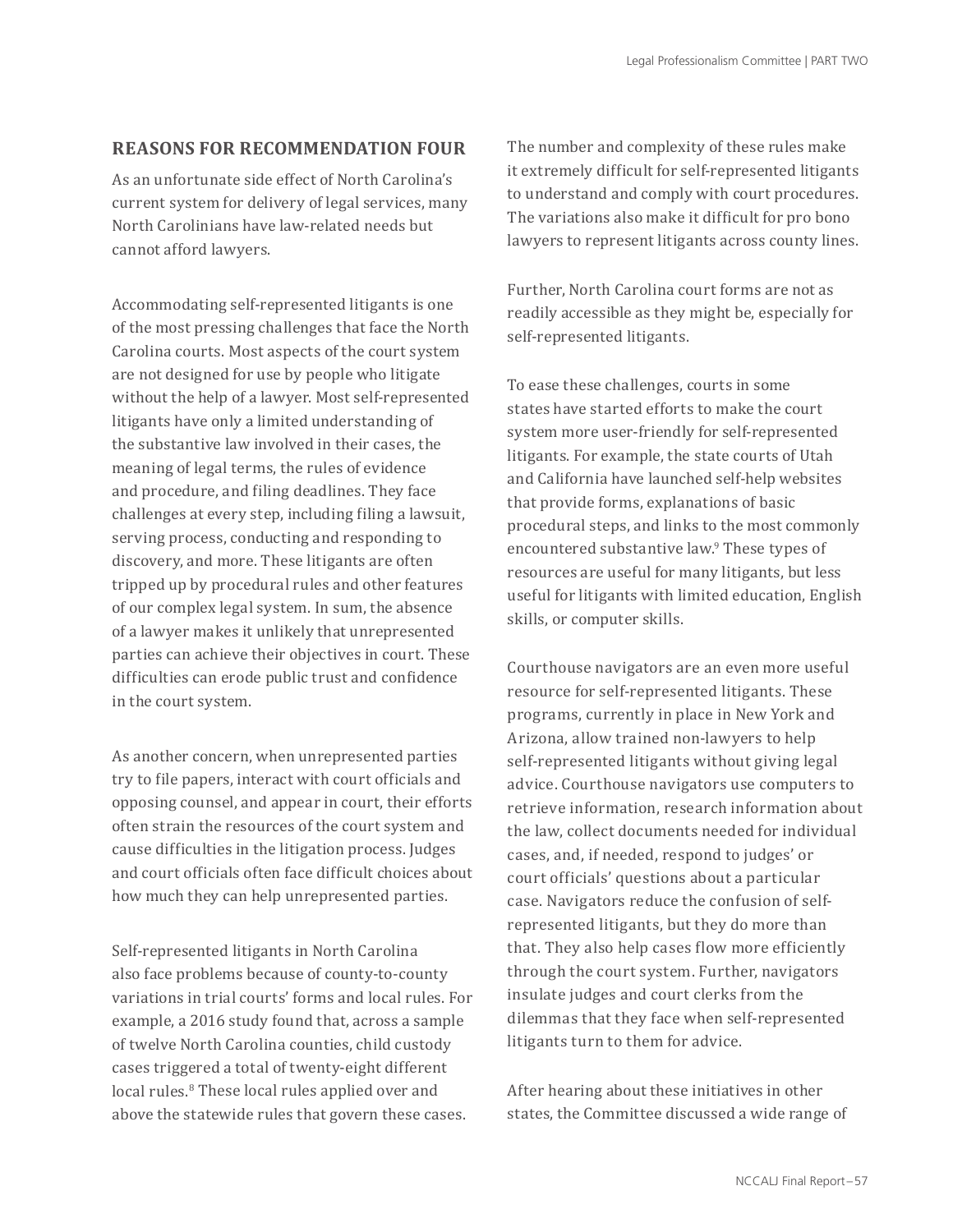## REASONS FOR RECOMMENDATION FOUR

As an unfortunate side effect of North Carolina's current system for delivery of legal services, many North Carolinians have law-related needs but cannot afford lawyers.

Accommodating self-represented litigants is one of the most pressing challenges that face the North Carolina courts. Most aspects of the court system are not designed for use by people who litigate without the help of a lawyer. Most self-represented litigants have only a limited understanding of the substantive law involved in their cases, the meaning of legal terms, the rules of evidence and procedure, and filing deadlines. They face challenges at every step, including filing a lawsuit, serving process, conducting and responding to discovery, and more. These litigants are often tripped up by procedural rules and other features of our complex legal system. In sum, the absence of a lawyer makes it unlikely that unrepresented parties can achieve their objectives in court. These difficulties can erode public trust and confidence in the court system.

As another concern, when unrepresented parties try to file papers, interact with court officials and opposing counsel, and appear in court, their efforts often strain the resources of the court system and cause difficulties in the litigation process. Judges and court officials often face difficult choices about how much they can help unrepresented parties.

Self-represented litigants in North Carolina also face problems because of county-to-county variations in trial courts' forms and local rules. For example, a 2016 study found that, across a sample of twelve North Carolina counties, child custody cases triggered a total of twenty-eight different local rules.[8] These local rules applied over and above the statewide rules that govern these cases. The number and complexity of these rules make it extremely difficult for self-represented litigants to understand and comply with court procedures. The variations also make it difficult for pro bono lawyers to represent litigants across county lines.

Further, North Carolina court forms are not as readily accessible as they might be, especially for self-represented litigants.

To ease these challenges, courts in some states have started efforts to make the court system more user-friendly for self-represented litigants. For example, the state courts of Utah and California have launched self-help websites that provide forms, explanations of basic procedural steps, and links to the most commonly encountered substantive law.[9] These types of resources are useful for many litigants, but less useful for litigants with limited education, English skills, or computer skills.

Courthouse navigators are an even more useful resource for self-represented litigants. These programs, currently in place in New York and Arizona, allow trained non-lawyers to help self-represented litigants without giving legal advice. Courthouse navigators use computers to retrieve information, research information about the law, collect documents needed for individual cases, and, if needed, respond to judges' or court officials' questions about a particular case. Navigators reduce the confusion of self-represented litigants, but they do more than that. They also help cases flow more efficiently through the court system. Further, navigators insulate judges and court clerks from the dilemmas that they face when self-represented litigants turn to them for advice.

After hearing about these initiatives in other states, the Committee discussed a wide range of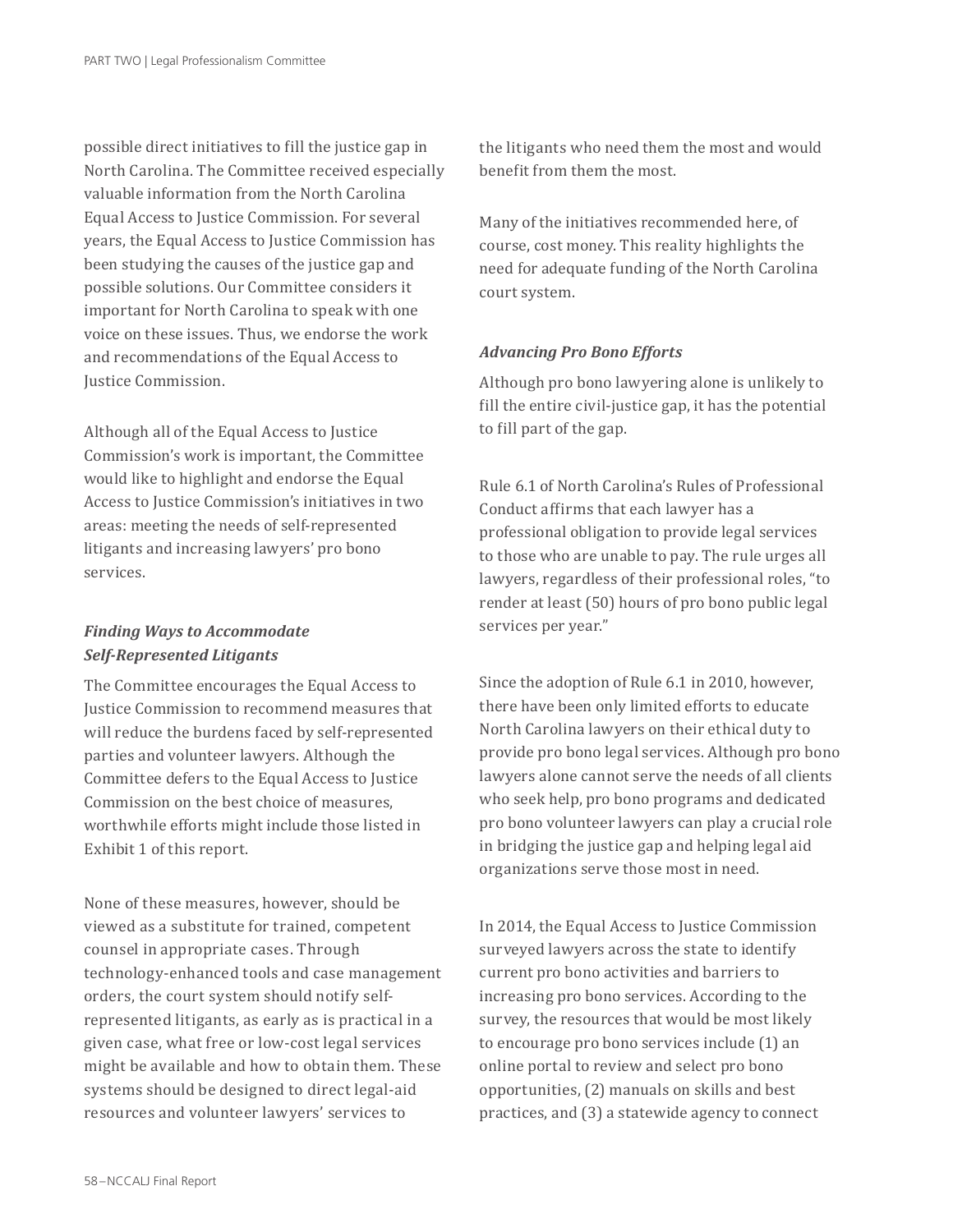possible direct initiatives to fill the justice gap in North Carolina. The Committee received especially valuable information from the North Carolina Equal Access to Justice Commission. For several years, the Equal Access to Justice Commission has been studying the causes of the justice gap and possible solutions. Our Committee considers it important for North Carolina to speak with one voice on these issues. Thus, we endorse the work and recommendations of the Equal Access to Justice Commission.

Although all of the Equal Access to Justice Commission's work is important, the Committee would like to highlight and endorse the Equal Access to Justice Commission's initiatives in two areas: meeting the needs of self-represented litigants and increasing lawyers' pro bono services.

### *Finding Ways to Accommodate Self-Represented Litigants*

The Committee encourages the Equal Access to Justice Commission to recommend measures that will reduce the burdens faced by self-represented parties and volunteer lawyers. Although the Committee defers to the Equal Access to Justice Commission on the best choice of measures, worthwhile efforts might include those listed in Exhibit 1 of this report.

None of these measures, however, should be viewed as a substitute for trained, competent counsel in appropriate cases. Through technology-enhanced tools and case management orders, the court system should notify self-represented litigants, as early as is practical in a given case, what free or low-cost legal services might be available and how to obtain them. These systems should be designed to direct legal-aid resources and volunteer lawyers' services to the litigants who need them the most and would benefit from them the most.

Many of the initiatives recommended here, of course, cost money. This reality highlights the need for adequate funding of the North Carolina court system.

### *Advancing Pro Bono Efforts*

Although pro bono lawyering alone is unlikely to fill the entire civil-justice gap, it has the potential to fill part of the gap.

Rule 6.1 of North Carolina's Rules of Professional Conduct affirms that each lawyer has a professional obligation to provide legal services to those who are unable to pay. The rule urges all lawyers, regardless of their professional roles, "to render at least (50) hours of pro bono public legal services per year."

Since the adoption of Rule 6.1 in 2010, however, there have been only limited efforts to educate North Carolina lawyers on their ethical duty to provide pro bono legal services. Although pro bono lawyers alone cannot serve the needs of all clients who seek help, pro bono programs and dedicated pro bono volunteer lawyers can play a crucial role in bridging the justice gap and helping legal aid organizations serve those most in need.

In 2014, the Equal Access to Justice Commission surveyed lawyers across the state to identify current pro bono activities and barriers to increasing pro bono services. According to the survey, the resources that would be most likely to encourage pro bono services include (1) an online portal to review and select pro bono opportunities, (2) manuals on skills and best practices, and (3) a statewide agency to connect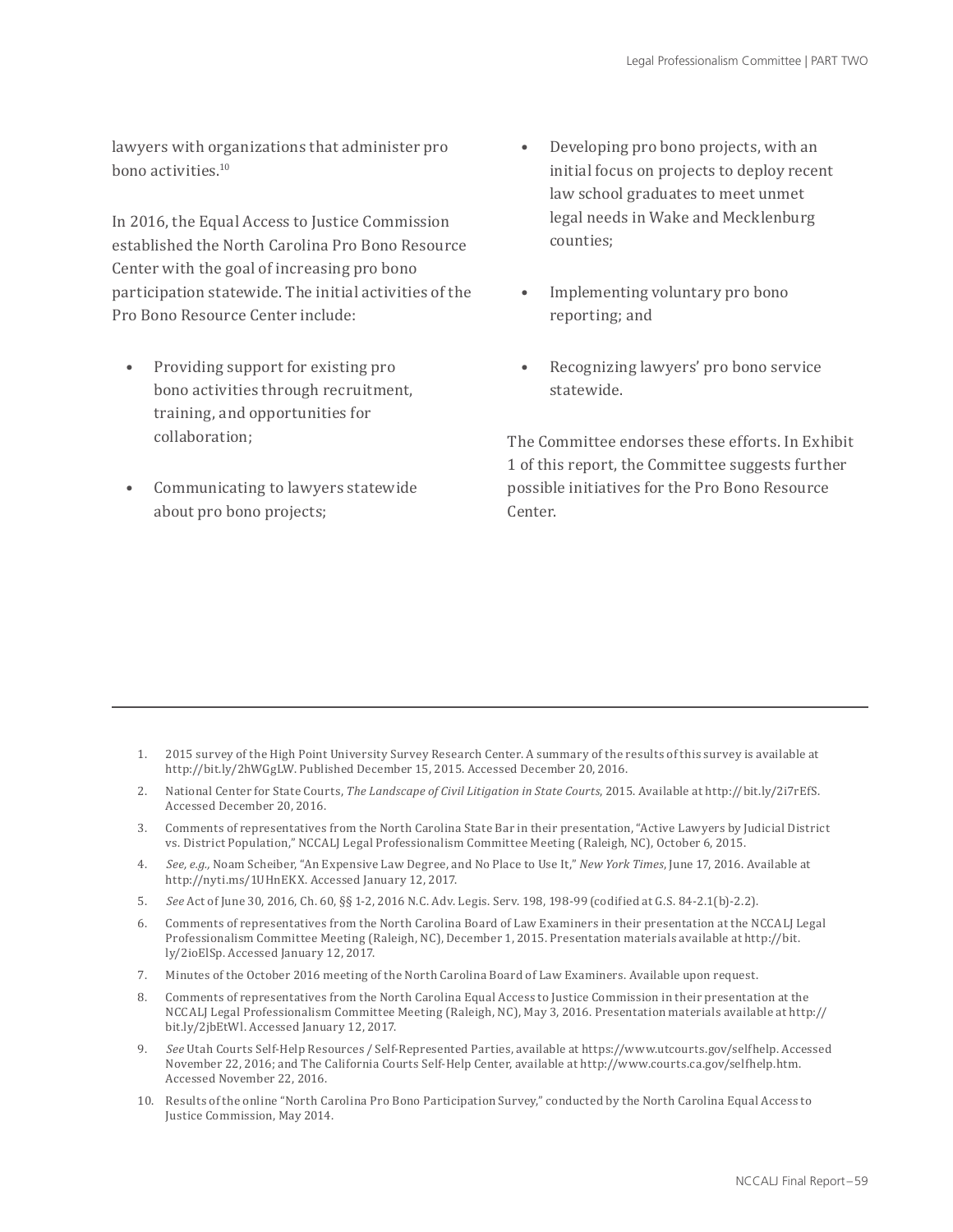lawyers with organizations that administer pro bono activities.[10]

In 2016, the Equal Access to Justice Commission established the North Carolina Pro Bono Resource Center with the goal of increasing pro bono participation statewide. The initial activities of the Pro Bono Resource Center include:

- Providing support for existing pro bono activities through recruitment, training, and opportunities for collaboration;
- Communicating to lawyers statewide about pro bono projects;
- Developing pro bono projects, with an initial focus on projects to deploy recent law school graduates to meet unmet legal needs in Wake and Mecklenburg counties;
- Implementing voluntary pro bono reporting; and
- Recognizing lawyers' pro bono service statewide.

The Committee endorses these efforts. In Exhibit 1 of this report, the Committee suggests further possible initiatives for the Pro Bono Resource Center.

---

1. 2015 survey of the High Point University Survey Research Center. A summary of the results of this survey is available at http://bit.ly/2hWGgLW. Published December 15, 2015. Accessed December 20, 2016.
2. National Center for State Courts, *The Landscape of Civil Litigation in State Courts*, 2015. Available at http:// bit.ly/2i7rEfS. Accessed December 20, 2016.
3. Comments of representatives from the North Carolina State Bar in their presentation, "Active Lawyers by Judicial District vs. District Population," NCCALJ Legal Professionalism Committee Meeting (Raleigh, NC), October 6, 2015.
4. *See, e.g.,* Noam Scheiber, "An Expensive Law Degree, and No Place to Use It," *New York Times*, June 17, 2016. Available at http://nyti.ms/1UHnEKX. Accessed January 12, 2017.
5. *See* Act of June 30, 2016, Ch. 60, §§ 1-2, 2016 N.C. Adv. Legis. Serv. 198, 198-99 (codified at G.S. 84-2.1(b)-2.2).
6. Comments of representatives from the North Carolina Board of Law Examiners in their presentation at the NCCALJ Legal Professionalism Committee Meeting (Raleigh, NC), December 1, 2015. Presentation materials available at http://bit. ly/2ioElSp. Accessed January 12, 2017.
7. Minutes of the October 2016 meeting of the North Carolina Board of Law Examiners. Available upon request.
8. Comments of representatives from the North Carolina Equal Access to Justice Commission in their presentation at the NCCALJ Legal Professionalism Committee Meeting (Raleigh, NC), May 3, 2016. Presentation materials available at http:// bit.ly/2jbEtWl. Accessed January 12, 2017.
9. *See* Utah Courts Self-Help Resources / Self-Represented Parties, available at https://www.utcourts.gov/selfhelp. Accessed November 22, 2016; and The California Courts Self-Help Center, available at http://www.courts.ca.gov/selfhelp.htm. Accessed November 22, 2016.
10. Results of the online "North Carolina Pro Bono Participation Survey," conducted by the North Carolina Equal Access to Justice Commission, May 2014.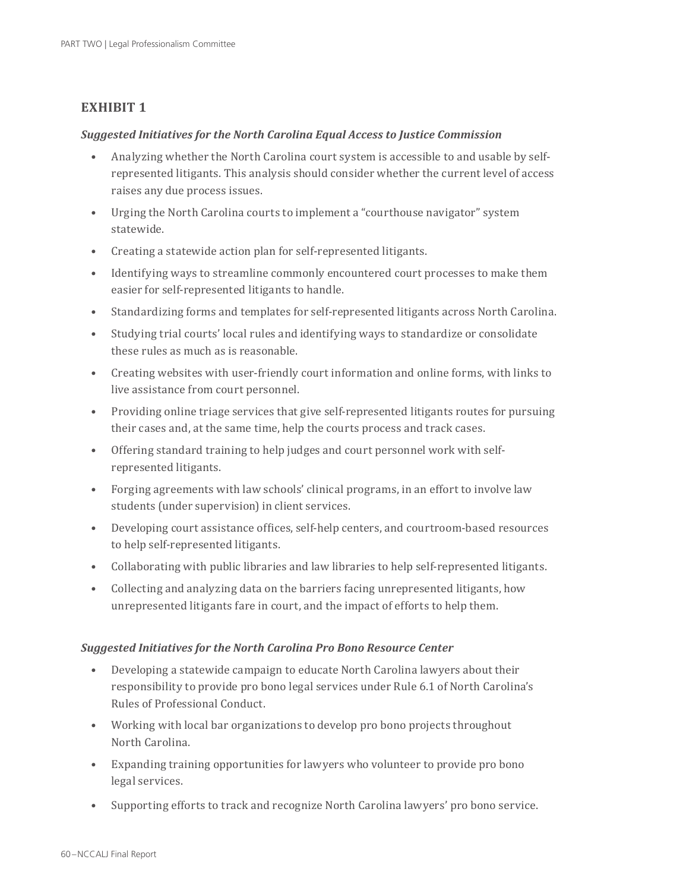## EXHIBIT 1

### *Suggested Initiatives for the North Carolina Equal Access to Justice Commission*

- Analyzing whether the North Carolina court system is accessible to and usable by self-represented litigants. This analysis should consider whether the current level of access raises any due process issues.
- Urging the North Carolina courts to implement a "courthouse navigator" system statewide.
- Creating a statewide action plan for self-represented litigants.
- Identifying ways to streamline commonly encountered court processes to make them easier for self-represented litigants to handle.
- Standardizing forms and templates for self-represented litigants across North Carolina.
- Studying trial courts' local rules and identifying ways to standardize or consolidate these rules as much as is reasonable.
- Creating websites with user-friendly court information and online forms, with links to live assistance from court personnel.
- Providing online triage services that give self-represented litigants routes for pursuing their cases and, at the same time, help the courts process and track cases.
- Offering standard training to help judges and court personnel work with self-represented litigants.
- Forging agreements with law schools' clinical programs, in an effort to involve law students (under supervision) in client services.
- Developing court assistance offices, self-help centers, and courtroom-based resources to help self-represented litigants.
- Collaborating with public libraries and law libraries to help self-represented litigants.
- Collecting and analyzing data on the barriers facing unrepresented litigants, how unrepresented litigants fare in court, and the impact of efforts to help them.

### *Suggested Initiatives for the North Carolina Pro Bono Resource Center*

- Developing a statewide campaign to educate North Carolina lawyers about their responsibility to provide pro bono legal services under Rule 6.1 of North Carolina's Rules of Professional Conduct.
- Working with local bar organizations to develop pro bono projects throughout North Carolina.
- Expanding training opportunities for lawyers who volunteer to provide pro bono legal services.
- Supporting efforts to track and recognize North Carolina lawyers' pro bono service.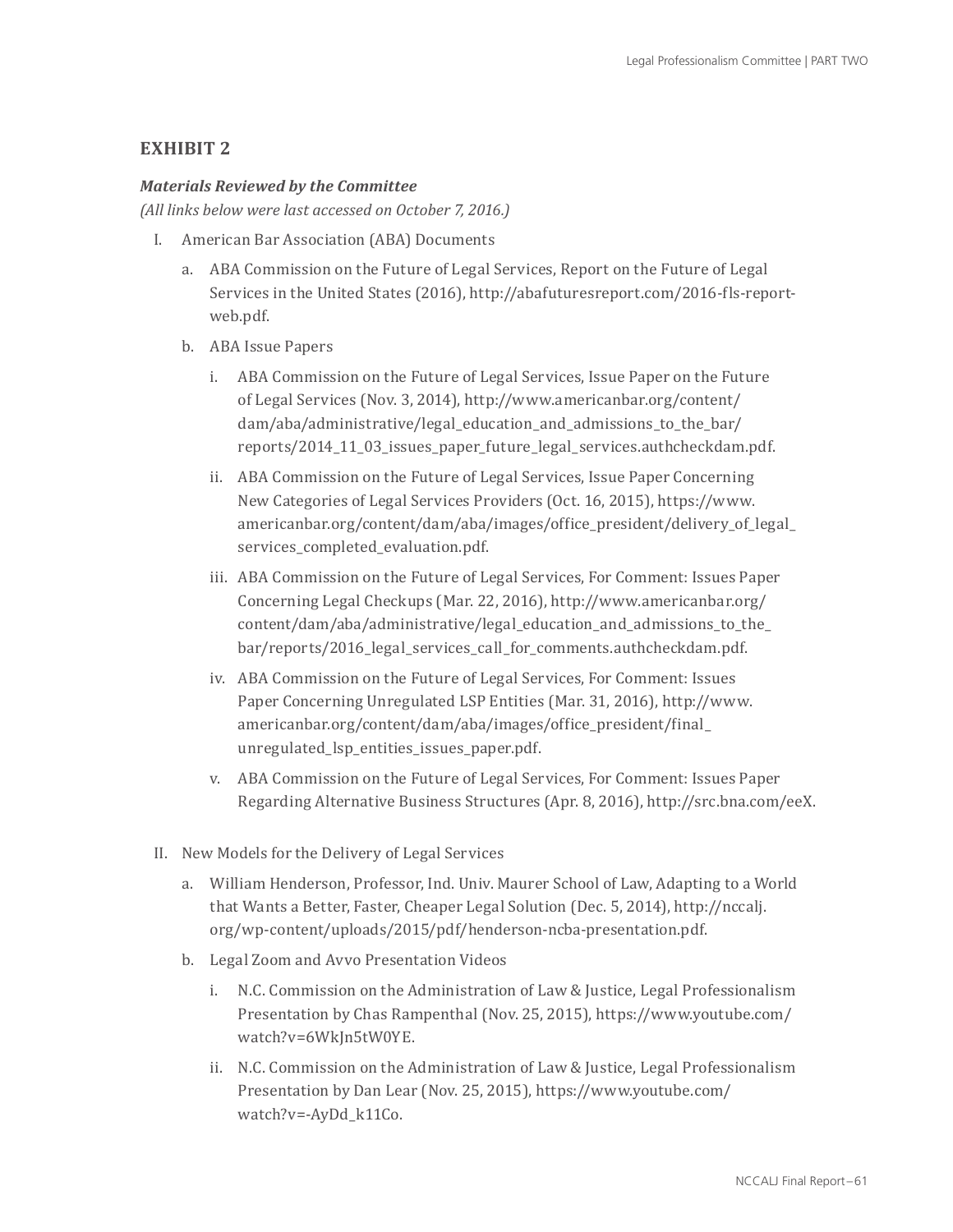## EXHIBIT 2

***Materials Reviewed by the Committee***

*(All links below were last accessed on October 7, 2016.)*

I. American Bar Association (ABA) Documents

   a. ABA Commission on the Future of Legal Services, Report on the Future of Legal Services in the United States (2016), http://abafuturesreport.com/2016-fls-report-web.pdf.

   b. ABA Issue Papers

      i. ABA Commission on the Future of Legal Services, Issue Paper on the Future of Legal Services (Nov. 3, 2014), http://www.americanbar.org/content/dam/aba/administrative/legal_education_and_admissions_to_the_bar/reports/2014_11_03_issues_paper_future_legal_services.authcheckdam.pdf.

      ii. ABA Commission on the Future of Legal Services, Issue Paper Concerning New Categories of Legal Services Providers (Oct. 16, 2015), https://www.americanbar.org/content/dam/aba/images/office_president/delivery_of_legal_services_completed_evaluation.pdf.

      iii. ABA Commission on the Future of Legal Services, For Comment: Issues Paper Concerning Legal Checkups (Mar. 22, 2016), http://www.americanbar.org/content/dam/aba/administrative/legal_education_and_admissions_to_the_bar/reports/2016_legal_services_call_for_comments.authcheckdam.pdf.

      iv. ABA Commission on the Future of Legal Services, For Comment: Issues Paper Concerning Unregulated LSP Entities (Mar. 31, 2016), http://www.americanbar.org/content/dam/aba/images/office_president/final_unregulated_lsp_entities_issues_paper.pdf.

      v. ABA Commission on the Future of Legal Services, For Comment: Issues Paper Regarding Alternative Business Structures (Apr. 8, 2016), http://src.bna.com/eeX.

II. New Models for the Delivery of Legal Services

   a. William Henderson, Professor, Ind. Univ. Maurer School of Law, Adapting to a World that Wants a Better, Faster, Cheaper Legal Solution (Dec. 5, 2014), http://nccalj.org/wp-content/uploads/2015/pdf/henderson-ncba-presentation.pdf.

   b. Legal Zoom and Avvo Presentation Videos

      i. N.C. Commission on the Administration of Law & Justice, Legal Professionalism Presentation by Chas Rampenthal (Nov. 25, 2015), https://www.youtube.com/watch?v=6WkJn5tW0YE.

      ii. N.C. Commission on the Administration of Law & Justice, Legal Professionalism Presentation by Dan Lear (Nov. 25, 2015), https://www.youtube.com/watch?v=-AyDd_k11Co.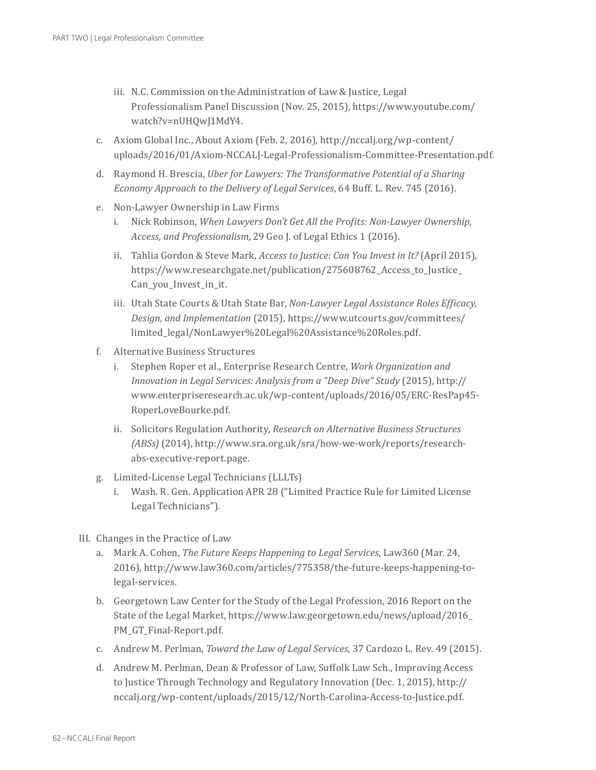- iii. N.C. Commission on the Administration of Law & Justice, Legal Professionalism Panel Discussion (Nov. 25, 2015), https://www.youtube.com/watch?v=nUHQwJ1MdY4.
- c. Axiom Global Inc., About Axiom (Feb. 2, 2016), http://nccalj.org/wp-content/uploads/2016/01/Axiom-NCCALJ-Legal-Professionalism-Committee-Presentation.pdf.
- d. Raymond H. Brescia, *Uber for Lawyers: The Transformative Potential of a Sharing Economy Approach to the Delivery of Legal Services*, 64 Buff. L. Rev. 745 (2016).
- e. Non-Lawyer Ownership in Law Firms
   - i. Nick Robinson, *When Lawyers Don't Get All the Profits: Non-Lawyer Ownership, Access, and Professionalism*, 29 Geo J. of Legal Ethics 1 (2016).
   - ii. Tahlia Gordon & Steve Mark, *Access to Justice: Can You Invest in It?* (April 2015), https://www.researchgate.net/publication/275608762_Access_to_Justice_Can_you_Invest_in_it.
   - iii. Utah State Courts & Utah State Bar, *Non-Lawyer Legal Assistance Roles Efficacy, Design, and Implementation* (2015), https://www.utcourts.gov/committees/limited_legal/NonLawyer%20Legal%20Assistance%20Roles.pdf.
- f. Alternative Business Structures
   - i. Stephen Roper et al., Enterprise Research Centre, *Work Organization and Innovation in Legal Services: Analysis from a "Deep Dive" Study* (2015), http://www.enterpriseresearch.ac.uk/wp-content/uploads/2016/05/ERC-ResPap45-RoperLoveBourke.pdf.
   - ii. Solicitors Regulation Authority, *Research on Alternative Business Structures (ABSs)* (2014), http://www.sra.org.uk/sra/how-we-work/reports/research-abs-executive-report.page.
- g. Limited-License Legal Technicians (LLLTs)
   - i. Wash. R. Gen. Application APR 28 ("Limited Practice Rule for Limited License Legal Technicians").

III. Changes in the Practice of Law

- a. Mark A. Cohen, *The Future Keeps Happening to Legal Services*, Law360 (Mar. 24, 2016), http://www.law360.com/articles/775358/the-future-keeps-happening-to-legal-services.
- b. Georgetown Law Center for the Study of the Legal Profession, 2016 Report on the State of the Legal Market, https://www.law.georgetown.edu/news/upload/2016_PM_GT_Final-Report.pdf.
- c. Andrew M. Perlman, *Toward the Law of Legal Services*, 37 Cardozo L. Rev. 49 (2015).
- d. Andrew M. Perlman, Dean & Professor of Law, Suffolk Law Sch., Improving Access to Justice Through Technology and Regulatory Innovation (Dec. 1, 2015), http://nccalj.org/wp-content/uploads/2015/12/North-Carolina-Access-to-Justice.pdf.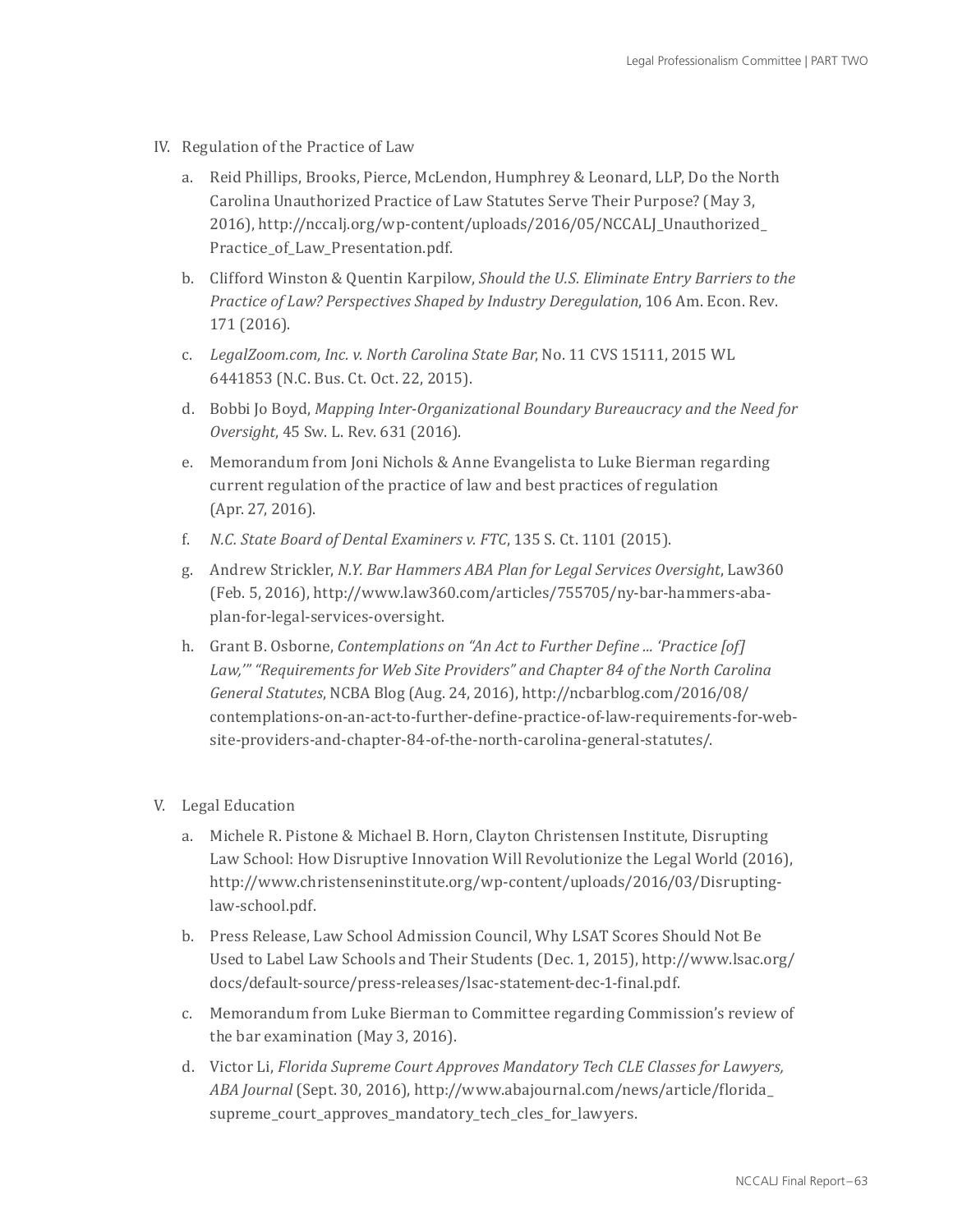IV. Regulation of the Practice of Law

   a. Reid Phillips, Brooks, Pierce, McLendon, Humphrey & Leonard, LLP, Do the North Carolina Unauthorized Practice of Law Statutes Serve Their Purpose? (May 3, 2016), http://nccalj.org/wp-content/uploads/2016/05/NCCALJ_Unauthorized_Practice_of_Law_Presentation.pdf.

   b. Clifford Winston & Quentin Karpilow, *Should the U.S. Eliminate Entry Barriers to the Practice of Law? Perspectives Shaped by Industry Deregulation*, 106 Am. Econ. Rev. 171 (2016).

   c. *LegalZoom.com, Inc. v. North Carolina State Bar*, No. 11 CVS 15111, 2015 WL 6441853 (N.C. Bus. Ct. Oct. 22, 2015).

   d. Bobbi Jo Boyd, *Mapping Inter-Organizational Boundary Bureaucracy and the Need for Oversight*, 45 Sw. L. Rev. 631 (2016).

   e. Memorandum from Joni Nichols & Anne Evangelista to Luke Bierman regarding current regulation of the practice of law and best practices of regulation (Apr. 27, 2016).

   f. *N.C. State Board of Dental Examiners v. FTC*, 135 S. Ct. 1101 (2015).

   g. Andrew Strickler, *N.Y. Bar Hammers ABA Plan for Legal Services Oversight*, Law360 (Feb. 5, 2016), http://www.law360.com/articles/755705/ny-bar-hammers-aba-plan-for-legal-services-oversight.

   h. Grant B. Osborne, *Contemplations on "An Act to Further Define ... 'Practice [of] Law,'" "Requirements for Web Site Providers" and Chapter 84 of the North Carolina General Statutes*, NCBA Blog (Aug. 24, 2016), http://ncbarblog.com/2016/08/contemplations-on-an-act-to-further-define-practice-of-law-requirements-for-web-site-providers-and-chapter-84-of-the-north-carolina-general-statutes/.

V. Legal Education

   a. Michele R. Pistone & Michael B. Horn, Clayton Christensen Institute, Disrupting Law School: How Disruptive Innovation Will Revolutionize the Legal World (2016), http://www.christenseninstitute.org/wp-content/uploads/2016/03/Disrupting-law-school.pdf.

   b. Press Release, Law School Admission Council, Why LSAT Scores Should Not Be Used to Label Law Schools and Their Students (Dec. 1, 2015), http://www.lsac.org/docs/default-source/press-releases/lsac-statement-dec-1-final.pdf.

   c. Memorandum from Luke Bierman to Committee regarding Commission's review of the bar examination (May 3, 2016).

   d. Victor Li, *Florida Supreme Court Approves Mandatory Tech CLE Classes for Lawyers, ABA Journal* (Sept. 30, 2016), http://www.abajournal.com/news/article/florida_supreme_court_approves_mandatory_tech_cles_for_lawyers.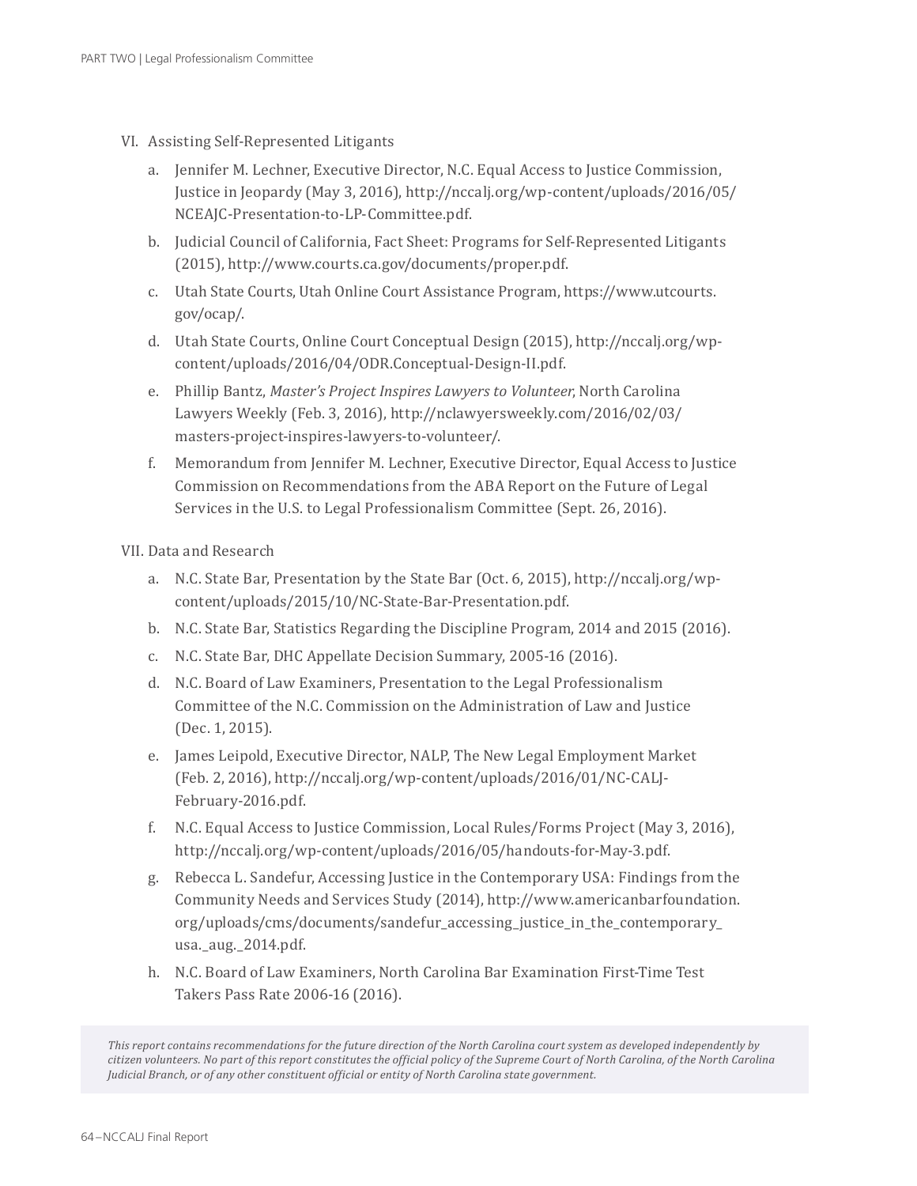VI. Assisting Self-Represented Litigants

a. Jennifer M. Lechner, Executive Director, N.C. Equal Access to Justice Commission, Justice in Jeopardy (May 3, 2016), http://nccalj.org/wp-content/uploads/2016/05/NCEAJC-Presentation-to-LP-Committee.pdf.

b. Judicial Council of California, Fact Sheet: Programs for Self-Represented Litigants (2015), http://www.courts.ca.gov/documents/proper.pdf.

c. Utah State Courts, Utah Online Court Assistance Program, https://www.utcourts.gov/ocap/.

d. Utah State Courts, Online Court Conceptual Design (2015), http://nccalj.org/wp-content/uploads/2016/04/ODR.Conceptual-Design-II.pdf.

e. Phillip Bantz, *Master's Project Inspires Lawyers to Volunteer*, North Carolina Lawyers Weekly (Feb. 3, 2016), http://nclawyersweekly.com/2016/02/03/masters-project-inspires-lawyers-to-volunteer/.

f. Memorandum from Jennifer M. Lechner, Executive Director, Equal Access to Justice Commission on Recommendations from the ABA Report on the Future of Legal Services in the U.S. to Legal Professionalism Committee (Sept. 26, 2016).

VII. Data and Research

a. N.C. State Bar, Presentation by the State Bar (Oct. 6, 2015), http://nccalj.org/wp-content/uploads/2015/10/NC-State-Bar-Presentation.pdf.

b. N.C. State Bar, Statistics Regarding the Discipline Program, 2014 and 2015 (2016).

c. N.C. State Bar, DHC Appellate Decision Summary, 2005-16 (2016).

d. N.C. Board of Law Examiners, Presentation to the Legal Professionalism Committee of the N.C. Commission on the Administration of Law and Justice (Dec. 1, 2015).

e. James Leipold, Executive Director, NALP, The New Legal Employment Market (Feb. 2, 2016), http://nccalj.org/wp-content/uploads/2016/01/NC-CALJ-February-2016.pdf.

f. N.C. Equal Access to Justice Commission, Local Rules/Forms Project (May 3, 2016), http://nccalj.org/wp-content/uploads/2016/05/handouts-for-May-3.pdf.

g. Rebecca L. Sandefur, Accessing Justice in the Contemporary USA: Findings from the Community Needs and Services Study (2014), http://www.americanbarfoundation.org/uploads/cms/documents/sandefur_accessing_justice_in_the_contemporary_usa._aug._2014.pdf.

h. N.C. Board of Law Examiners, North Carolina Bar Examination First-Time Test Takers Pass Rate 2006-16 (2016).

*This report contains recommendations for the future direction of the North Carolina court system as developed independently by citizen volunteers. No part of this report constitutes the official policy of the Supreme Court of North Carolina, of the North Carolina Judicial Branch, or of any other constituent official or entity of North Carolina state government.*